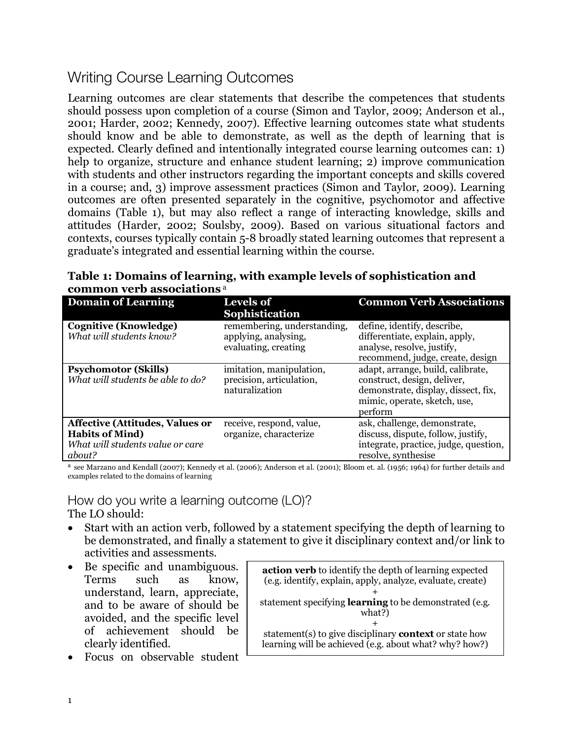# Writing Course Learning Outcomes

Learning outcomes are clear statements that describe the competences that students should possess upon completion of a course (Simon and Taylor, 2009; Anderson et al., 2001; Harder, 2002; Kennedy, 2007). Effective learning outcomes state what students should know and be able to demonstrate, as well as the depth of learning that is expected. Clearly defined and intentionally integrated course learning outcomes can: 1) help to organize, structure and enhance student learning; 2) improve communication with students and other instructors regarding the important concepts and skills covered in a course; and, 3) improve assessment practices (Simon and Taylor, 2009). Learning outcomes are often presented separately in the cognitive, psychomotor and affective domains (Table 1), but may also reflect a range of interacting knowledge, skills and attitudes (Harder, 2002; Soulsby, 2009). Based on various situational factors and contexts, courses typically contain 5-8 broadly stated learning outcomes that represent a graduate's integrated and essential learning within the course.

**Table 1: Domains of learning, with example levels of sophistication and common verb associations** [a]

| Domain of Learning | Levels of Sophistication | Common Verb Associations |
|---|---|---|
| **Cognitive (Knowledge)** *What will students know?* | remembering, understanding, applying, analysing, evaluating, creating | define, identify, describe, differentiate, explain, apply, analyse, resolve, justify, recommend, judge, create, design |
| **Psychomotor (Skills)** *What will students be able to do?* | imitation, manipulation, precision, articulation, naturalization | adapt, arrange, build, calibrate, construct, design, deliver, demonstrate, display, dissect, fix, mimic, operate, sketch, use, perform |
| **Affective (Attitudes, Values or Habits of Mind)** *What will students value or care about?* | receive, respond, value, organize, characterize | ask, challenge, demonstrate, discuss, dispute, follow, justify, integrate, practice, judge, question, resolve, synthesise |

[a] see Marzano and Kendall (2007); Kennedy et al. (2006); Anderson et al. (2001); Bloom et. al. (1956; 1964) for further details and examples related to the domains of learning

## How do you write a learning outcome (LO)?

The LO should:

- Start with an action verb, followed by a statement specifying the depth of learning to be demonstrated, and finally a statement to give it disciplinary context and/or link to activities and assessments.
- Be specific and unambiguous. Terms such as know, understand, learn, appreciate, and to be aware of should be avoided, and the specific level of achievement should be clearly identified.
- Focus on observable student

> **action verb** to identify the depth of learning expected (e.g. identify, explain, apply, analyze, evaluate, create)
> +
> statement specifying **learning** to be demonstrated (e.g. what?)
> +
> statement(s) to give disciplinary **context** or state how learning will be achieved (e.g. about what? why? how?)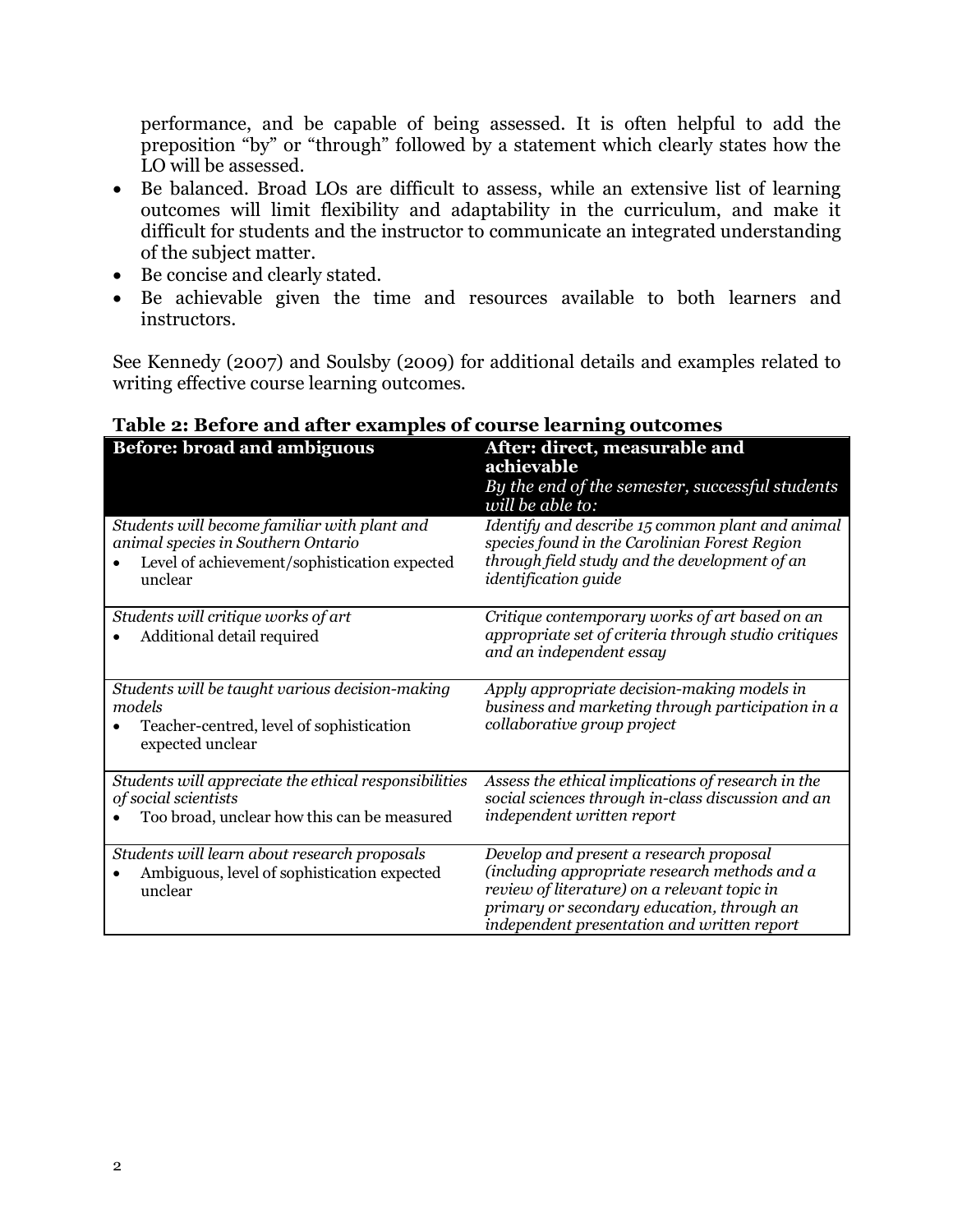performance, and be capable of being assessed. It is often helpful to add the preposition "by" or "through" followed by a statement which clearly states how the LO will be assessed.

- Be balanced. Broad LOs are difficult to assess, while an extensive list of learning outcomes will limit flexibility and adaptability in the curriculum, and make it difficult for students and the instructor to communicate an integrated understanding of the subject matter.
- Be concise and clearly stated.
- Be achievable given the time and resources available to both learners and instructors.

See Kennedy (2007) and Soulsby (2009) for additional details and examples related to writing effective course learning outcomes.

**Table 2: Before and after examples of course learning outcomes**

| **Before: broad and ambiguous** | **After: direct, measurable and achievable** *By the end of the semester, successful students will be able to:* |
|---|---|
| *Students will become familiar with plant and animal species in Southern Ontario* <br> • Level of achievement/sophistication expected unclear | *Identify and describe 15 common plant and animal species found in the Carolinian Forest Region through field study and the development of an identification guide* |
| *Students will critique works of art* <br> • Additional detail required | *Critique contemporary works of art based on an appropriate set of criteria through studio critiques and an independent essay* |
| *Students will be taught various decision-making models* <br> • Teacher-centred, level of sophistication expected unclear | *Apply appropriate decision-making models in business and marketing through participation in a collaborative group project* |
| *Students will appreciate the ethical responsibilities of social scientists* <br> • Too broad, unclear how this can be measured | *Assess the ethical implications of research in the social sciences through in-class discussion and an independent written report* |
| *Students will learn about research proposals* <br> • Ambiguous, level of sophistication expected unclear | *Develop and present a research proposal (including appropriate research methods and a review of literature) on a relevant topic in primary or secondary education, through an independent presentation and written report* |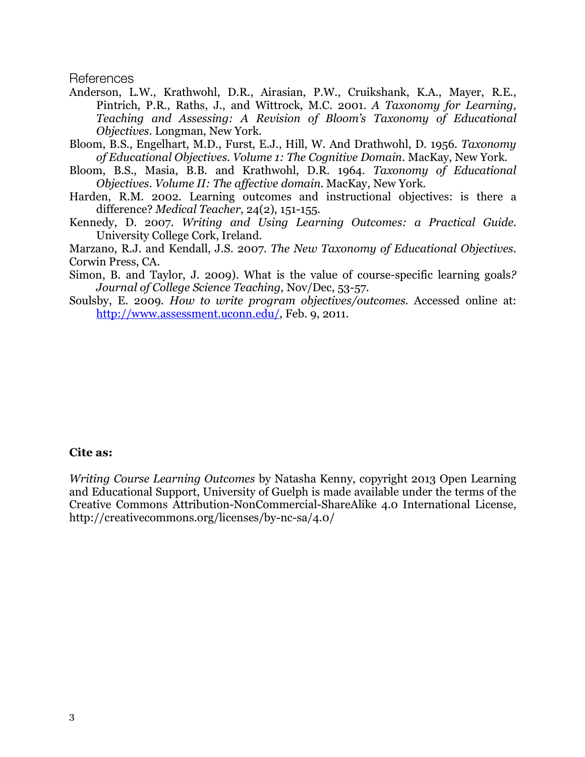## References

Anderson, L.W., Krathwohl, D.R., Airasian, P.W., Cruikshank, K.A., Mayer, R.E., Pintrich, P.R., Raths, J., and Wittrock, M.C. 2001. *A Taxonomy for Learning, Teaching and Assessing: A Revision of Bloom's Taxonomy of Educational Objectives*. Longman, New York.

Bloom, B.S., Engelhart, M.D., Furst, E.J., Hill, W. And Drathwohl, D. 1956. *Taxonomy of Educational Objectives. Volume 1: The Cognitive Domain*. MacKay, New York.

Bloom, B.S., Masia, B.B. and Krathwohl, D.R. 1964. *Taxonomy of Educational Objectives. Volume II: The affective domain*. MacKay, New York.

Harden, R.M. 2002. Learning outcomes and instructional objectives: is there a difference? *Medical Teacher*, 24(2), 151-155.

Kennedy, D. 2007. *Writing and Using Learning Outcomes: a Practical Guide*. University College Cork, Ireland.

Marzano, R.J. and Kendall, J.S. 2007. *The New Taxonomy of Educational Objectives*. Corwin Press, CA.

Simon, B. and Taylor, J. 2009). What is the value of course-specific learning goals? *Journal of College Science Teaching*, Nov/Dec, 53-57.

Soulsby, E. 2009. *How to write program objectives/outcomes*. Accessed online at: http://www.assessment.uconn.edu/, Feb. 9, 2011.

**Cite as:**

*Writing Course Learning Outcomes* by Natasha Kenny, copyright 2013 Open Learning and Educational Support, University of Guelph is made available under the terms of the Creative Commons Attribution-NonCommercial-ShareAlike 4.0 International License, http://creativecommons.org/licenses/by-nc-sa/4.0/